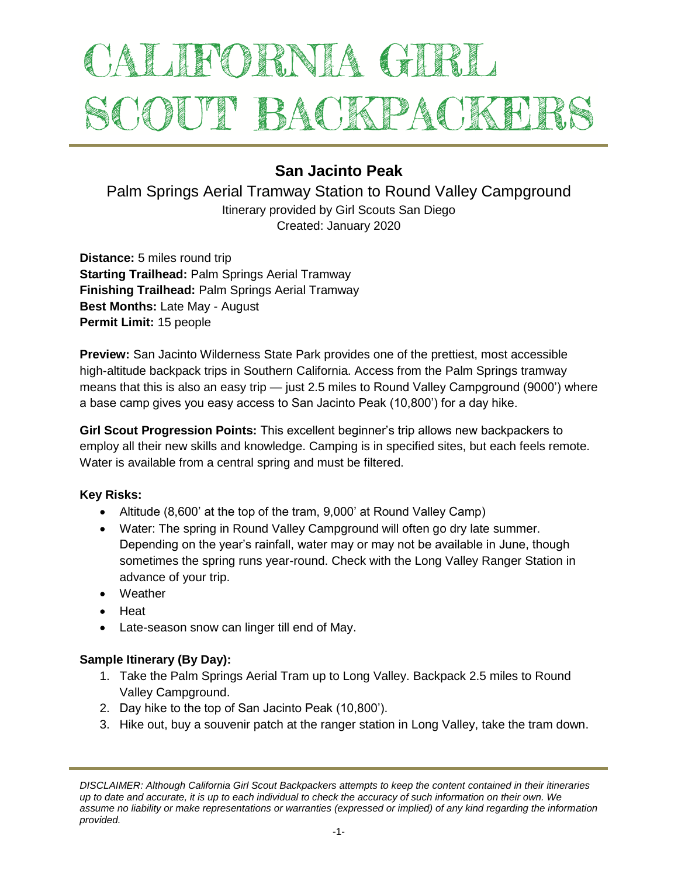# CALIFORNIA GIRL SCOUT BACKPACKERS

## San Jacinto Peak

### Palm Springs Aerial Tramway Station to Round Valley Campground

Itinerary provided by Girl Scouts San Diego
Created: January 2020

**Distance:** 5 miles round trip
**Starting Trailhead:** Palm Springs Aerial Tramway
**Finishing Trailhead:** Palm Springs Aerial Tramway
**Best Months:** Late May - August
**Permit Limit:** 15 people

**Preview:** San Jacinto Wilderness State Park provides one of the prettiest, most accessible high-altitude backpack trips in Southern California. Access from the Palm Springs tramway means that this is also an easy trip — just 2.5 miles to Round Valley Campground (9000') where a base camp gives you easy access to San Jacinto Peak (10,800') for a day hike.

**Girl Scout Progression Points:** This excellent beginner's trip allows new backpackers to employ all their new skills and knowledge. Camping is in specified sites, but each feels remote. Water is available from a central spring and must be filtered.

**Key Risks:**

- Altitude (8,600' at the top of the tram, 9,000' at Round Valley Camp)
- Water: The spring in Round Valley Campground will often go dry late summer. Depending on the year's rainfall, water may or may not be available in June, though sometimes the spring runs year-round. Check with the Long Valley Ranger Station in advance of your trip.
- Weather
- Heat
- Late-season snow can linger till end of May.

**Sample Itinerary (By Day):**

1. Take the Palm Springs Aerial Tram up to Long Valley. Backpack 2.5 miles to Round Valley Campground.
2. Day hike to the top of San Jacinto Peak (10,800').
3. Hike out, buy a souvenir patch at the ranger station in Long Valley, take the tram down.

*DISCLAIMER: Although California Girl Scout Backpackers attempts to keep the content contained in their itineraries up to date and accurate, it is up to each individual to check the accuracy of such information on their own. We assume no liability or make representations or warranties (expressed or implied) of any kind regarding the information provided.*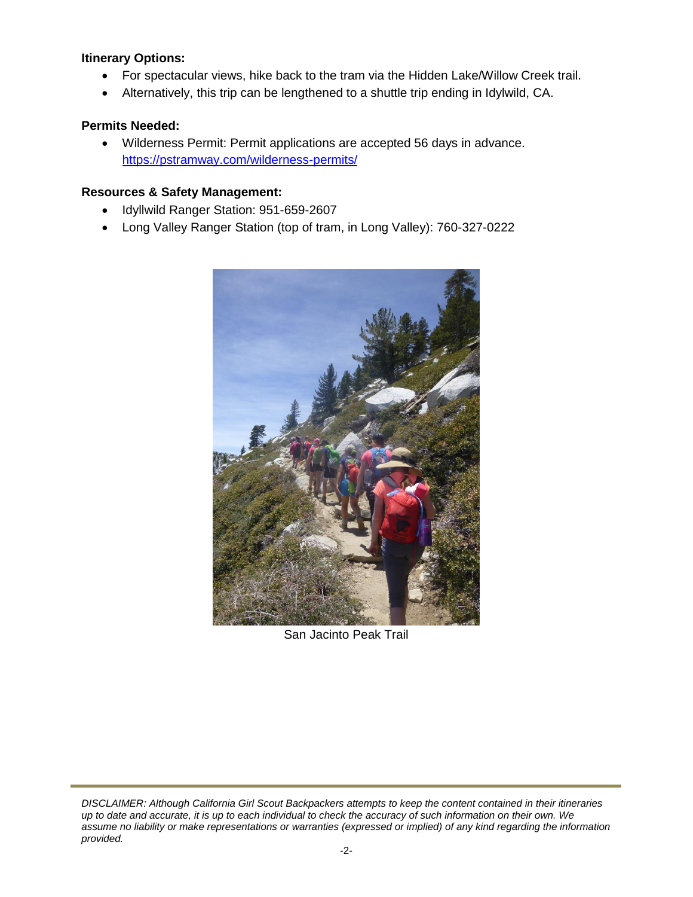**Itinerary Options:**

- For spectacular views, hike back to the tram via the Hidden Lake/Willow Creek trail.
- Alternatively, this trip can be lengthened to a shuttle trip ending in Idylwild, CA.

**Permits Needed:**

- Wilderness Permit: Permit applications are accepted 56 days in advance. https://pstramway.com/wilderness-permits/

**Resources & Safety Management:**

- Idyllwild Ranger Station: 951-659-2607
- Long Valley Ranger Station (top of tram, in Long Valley): 760-327-0222

San Jacinto Peak Trail

*DISCLAIMER: Although California Girl Scout Backpackers attempts to keep the content contained in their itineraries up to date and accurate, it is up to each individual to check the accuracy of such information on their own. We assume no liability or make representations or warranties (expressed or implied) of any kind regarding the information provided.*